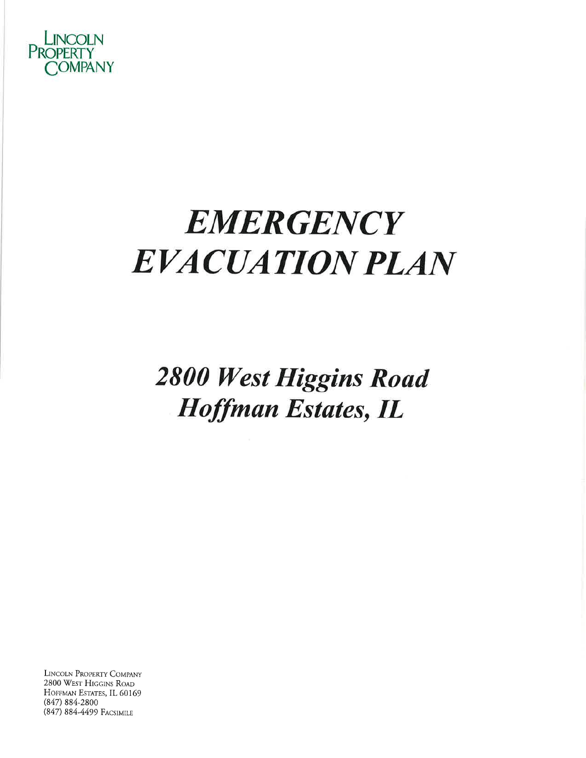LINCOLN PROPERTY COMPANY

# *EMERGENCY EVACUATION PLAN*

## *2800 West Higgins Road Hoffman Estates, IL*

LINCOLN PROPERTY COMPANY
2800 WEST HIGGINS ROAD
HOFFMAN ESTATES, IL 60169
(847) 884-2800
(847) 884-4499 FACSIMILE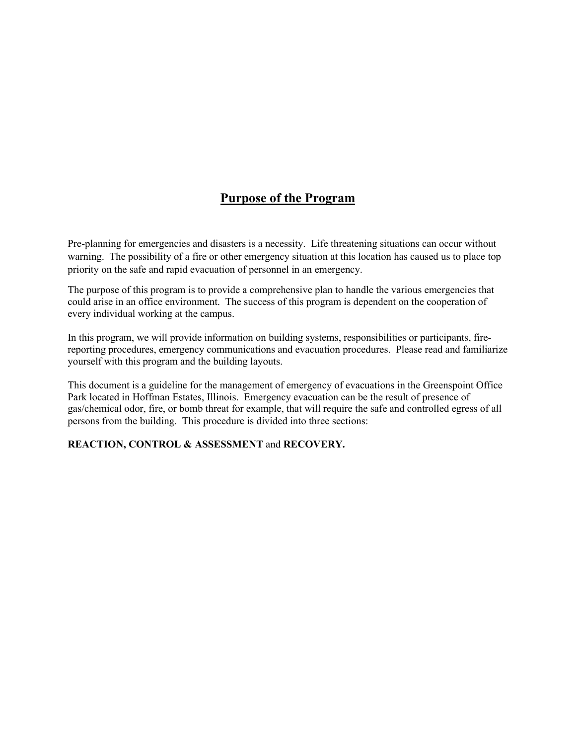## Purpose of the Program

Pre-planning for emergencies and disasters is a necessity. Life threatening situations can occur without warning. The possibility of a fire or other emergency situation at this location has caused us to place top priority on the safe and rapid evacuation of personnel in an emergency.

The purpose of this program is to provide a comprehensive plan to handle the various emergencies that could arise in an office environment. The success of this program is dependent on the cooperation of every individual working at the campus.

In this program, we will provide information on building systems, responsibilities or participants, fire-reporting procedures, emergency communications and evacuation procedures. Please read and familiarize yourself with this program and the building layouts.

This document is a guideline for the management of emergency of evacuations in the Greenspoint Office Park located in Hoffman Estates, Illinois. Emergency evacuation can be the result of presence of gas/chemical odor, fire, or bomb threat for example, that will require the safe and controlled egress of all persons from the building. This procedure is divided into three sections:

**REACTION, CONTROL & ASSESSMENT** and **RECOVERY.**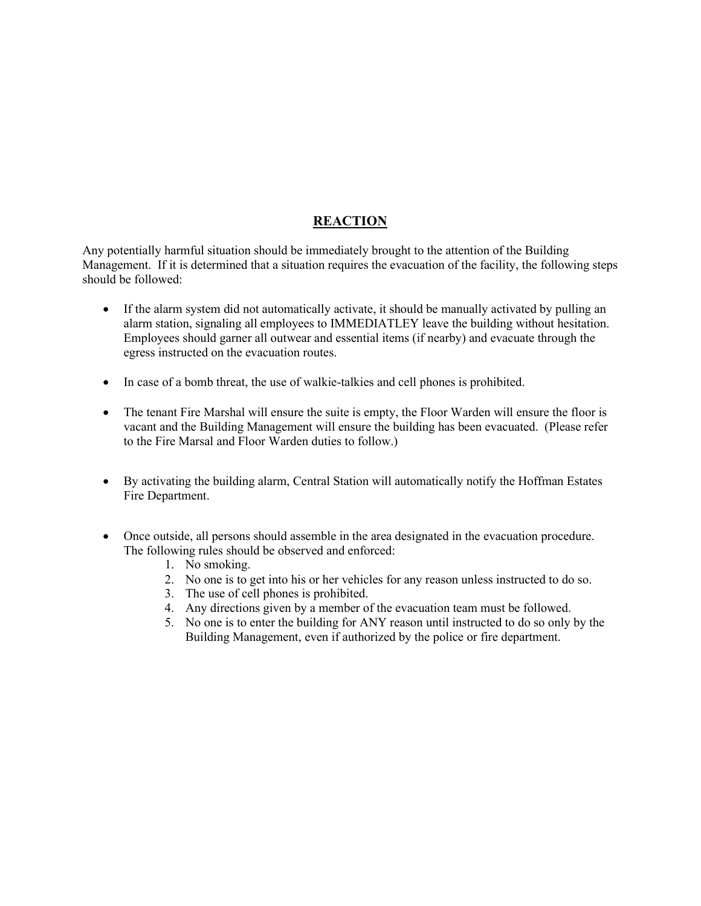## REACTION

Any potentially harmful situation should be immediately brought to the attention of the Building Management. If it is determined that a situation requires the evacuation of the facility, the following steps should be followed:

- If the alarm system did not automatically activate, it should be manually activated by pulling an alarm station, signaling all employees to IMMEDIATLEY leave the building without hesitation. Employees should garner all outwear and essential items (if nearby) and evacuate through the egress instructed on the evacuation routes.

- In case of a bomb threat, the use of walkie-talkies and cell phones is prohibited.

- The tenant Fire Marshal will ensure the suite is empty, the Floor Warden will ensure the floor is vacant and the Building Management will ensure the building has been evacuated. (Please refer to the Fire Marsal and Floor Warden duties to follow.)

- By activating the building alarm, Central Station will automatically notify the Hoffman Estates Fire Department.

- Once outside, all persons should assemble in the area designated in the evacuation procedure. The following rules should be observed and enforced:
    1. No smoking.
    2. No one is to get into his or her vehicles for any reason unless instructed to do so.
    3. The use of cell phones is prohibited.
    4. Any directions given by a member of the evacuation team must be followed.
    5. No one is to enter the building for ANY reason until instructed to do so only by the Building Management, even if authorized by the police or fire department.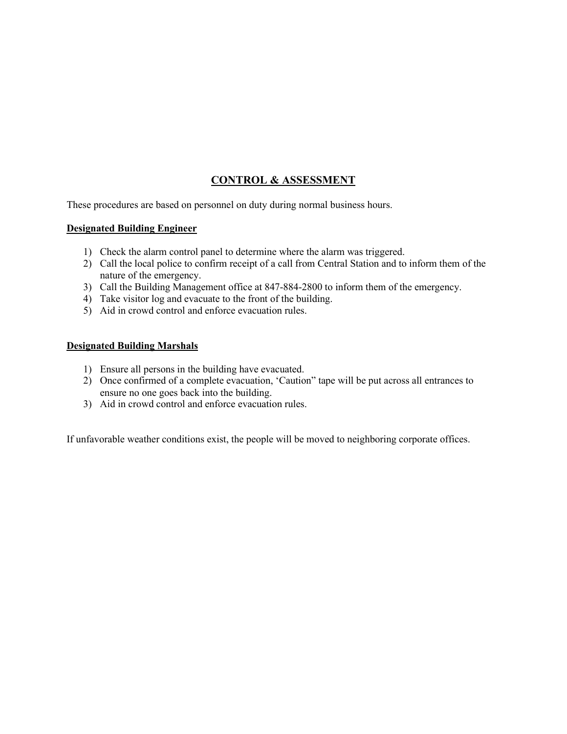# CONTROL & ASSESSMENT

These procedures are based on personnel on duty during normal business hours.

**Designated Building Engineer**

1) Check the alarm control panel to determine where the alarm was triggered.
2) Call the local police to confirm receipt of a call from Central Station and to inform them of the nature of the emergency.
3) Call the Building Management office at 847-884-2800 to inform them of the emergency.
4) Take visitor log and evacuate to the front of the building.
5) Aid in crowd control and enforce evacuation rules.

**Designated Building Marshals**

1) Ensure all persons in the building have evacuated.
2) Once confirmed of a complete evacuation, 'Caution" tape will be put across all entrances to ensure no one goes back into the building.
3) Aid in crowd control and enforce evacuation rules.

If unfavorable weather conditions exist, the people will be moved to neighboring corporate offices.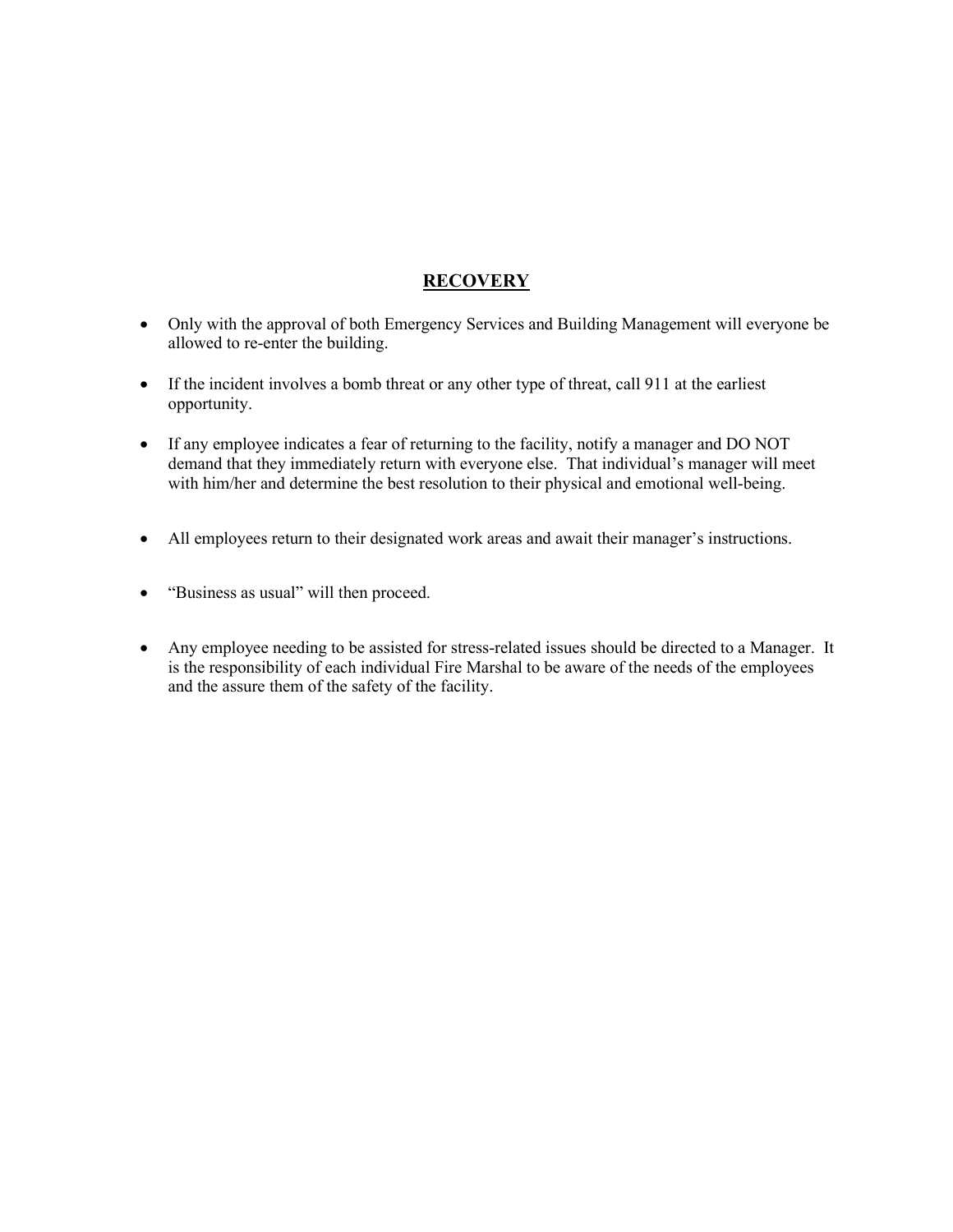## RECOVERY

- Only with the approval of both Emergency Services and Building Management will everyone be allowed to re-enter the building.
- If the incident involves a bomb threat or any other type of threat, call 911 at the earliest opportunity.
- If any employee indicates a fear of returning to the facility, notify a manager and DO NOT demand that they immediately return with everyone else. That individual's manager will meet with him/her and determine the best resolution to their physical and emotional well-being.
- All employees return to their designated work areas and await their manager's instructions.
- "Business as usual" will then proceed.
- Any employee needing to be assisted for stress-related issues should be directed to a Manager. It is the responsibility of each individual Fire Marshal to be aware of the needs of the employees and the assure them of the safety of the facility.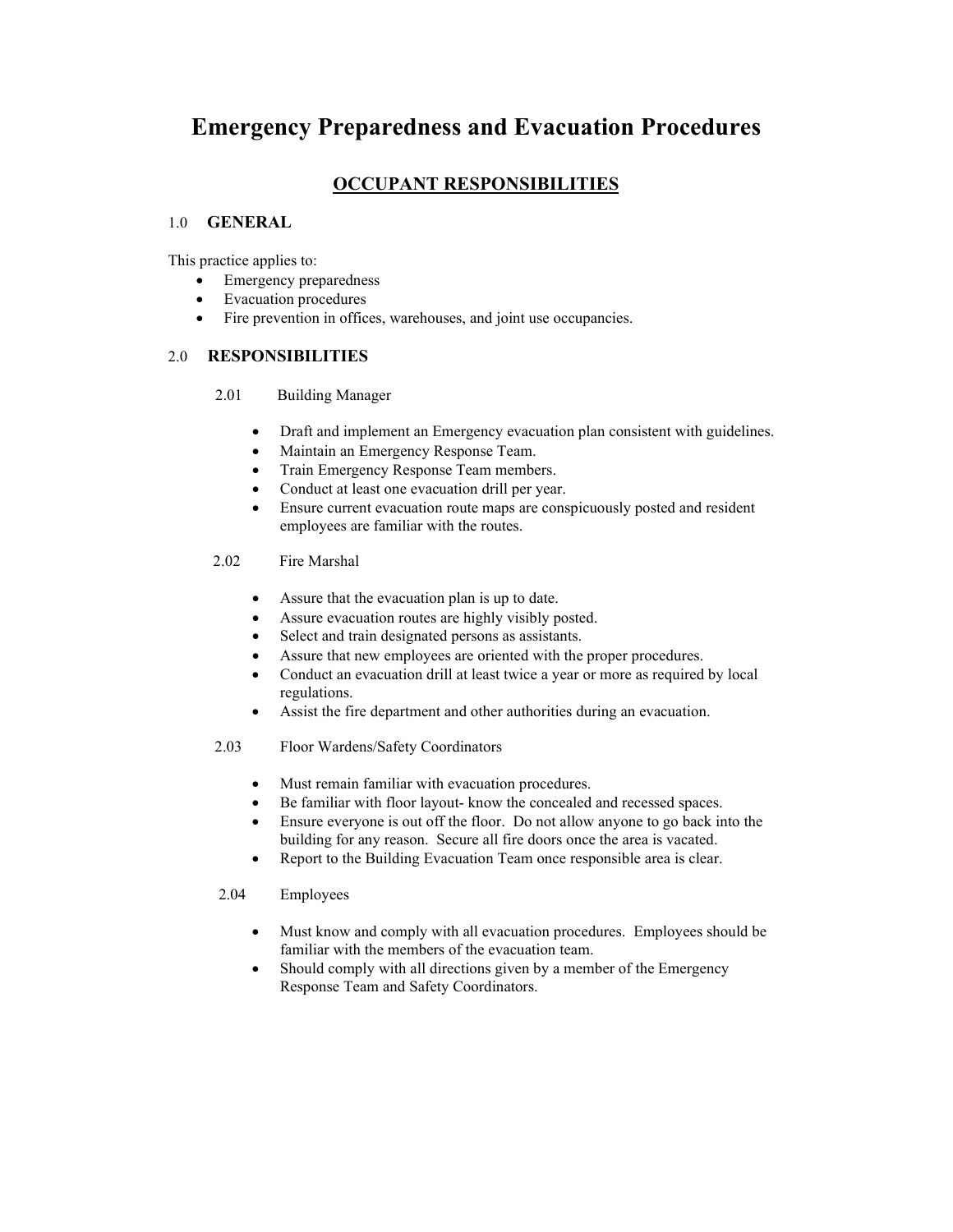# Emergency Preparedness and Evacuation Procedures

## OCCUPANT RESPONSIBILITIES

### 1.0 GENERAL

This practice applies to:

- Emergency preparedness
- Evacuation procedures
- Fire prevention in offices, warehouses, and joint use occupancies.

### 2.0 RESPONSIBILITIES

2.01 Building Manager

- Draft and implement an Emergency evacuation plan consistent with guidelines.
- Maintain an Emergency Response Team.
- Train Emergency Response Team members.
- Conduct at least one evacuation drill per year.
- Ensure current evacuation route maps are conspicuously posted and resident employees are familiar with the routes.

2.02 Fire Marshal

- Assure that the evacuation plan is up to date.
- Assure evacuation routes are highly visibly posted.
- Select and train designated persons as assistants.
- Assure that new employees are oriented with the proper procedures.
- Conduct an evacuation drill at least twice a year or more as required by local regulations.
- Assist the fire department and other authorities during an evacuation.

2.03 Floor Wardens/Safety Coordinators

- Must remain familiar with evacuation procedures.
- Be familiar with floor layout- know the concealed and recessed spaces.
- Ensure everyone is out off the floor. Do not allow anyone to go back into the building for any reason. Secure all fire doors once the area is vacated.
- Report to the Building Evacuation Team once responsible area is clear.

2.04 Employees

- Must know and comply with all evacuation procedures. Employees should be familiar with the members of the evacuation team.
- Should comply with all directions given by a member of the Emergency Response Team and Safety Coordinators.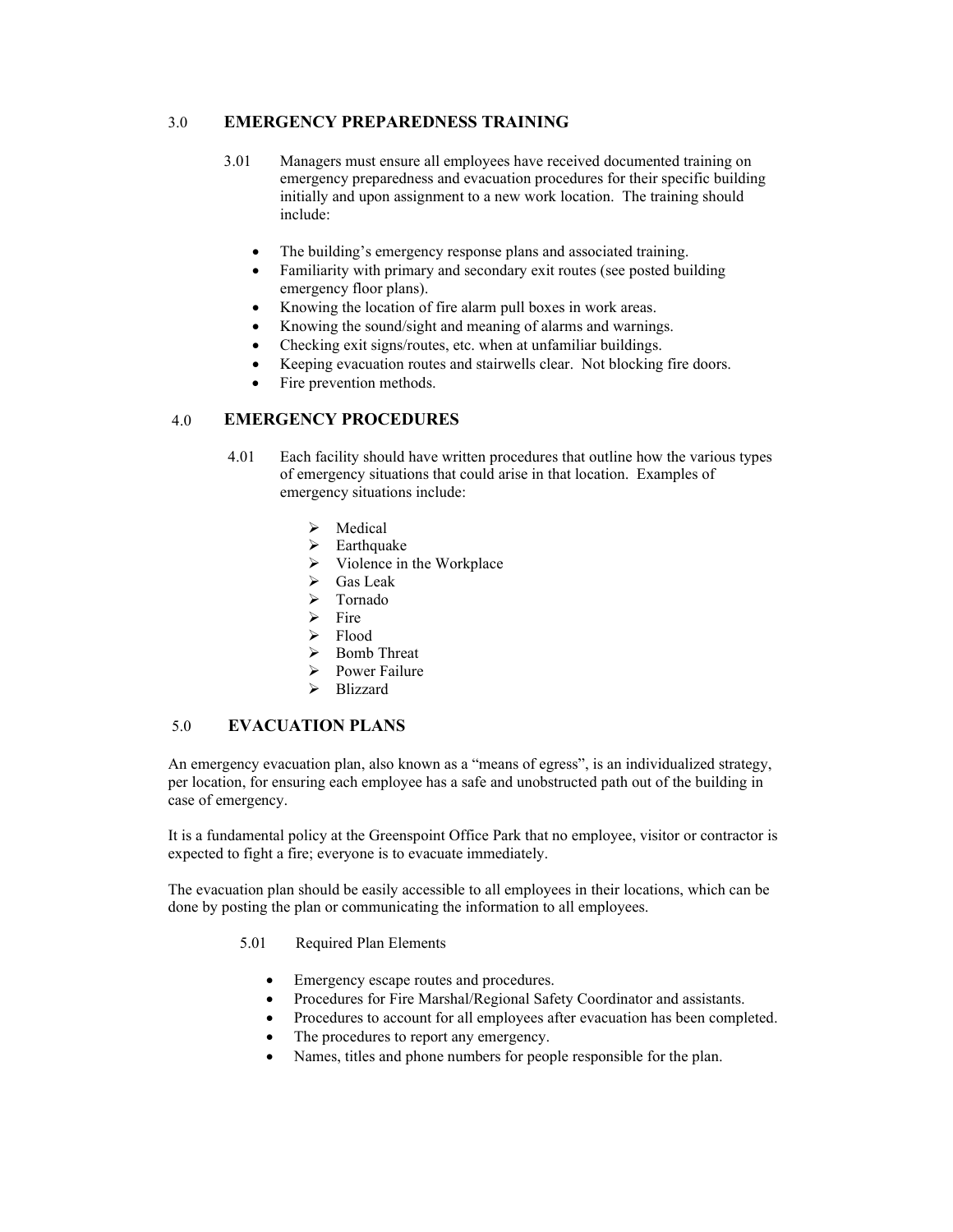## 3.0 EMERGENCY PREPAREDNESS TRAINING

3.01 Managers must ensure all employees have received documented training on emergency preparedness and evacuation procedures for their specific building initially and upon assignment to a new work location. The training should include:

- The building's emergency response plans and associated training.
- Familiarity with primary and secondary exit routes (see posted building emergency floor plans).
- Knowing the location of fire alarm pull boxes in work areas.
- Knowing the sound/sight and meaning of alarms and warnings.
- Checking exit signs/routes, etc. when at unfamiliar buildings.
- Keeping evacuation routes and stairwells clear. Not blocking fire doors.
- Fire prevention methods.

## 4.0 EMERGENCY PROCEDURES

4.01 Each facility should have written procedures that outline how the various types of emergency situations that could arise in that location. Examples of emergency situations include:

- Medical
- Earthquake
- Violence in the Workplace
- Gas Leak
- Tornado
- Fire
- Flood
- Bomb Threat
- Power Failure
- Blizzard

## 5.0 EVACUATION PLANS

An emergency evacuation plan, also known as a "means of egress", is an individualized strategy, per location, for ensuring each employee has a safe and unobstructed path out of the building in case of emergency.

It is a fundamental policy at the Greenspoint Office Park that no employee, visitor or contractor is expected to fight a fire; everyone is to evacuate immediately.

The evacuation plan should be easily accessible to all employees in their locations, which can be done by posting the plan or communicating the information to all employees.

5.01 Required Plan Elements

- Emergency escape routes and procedures.
- Procedures for Fire Marshal/Regional Safety Coordinator and assistants.
- Procedures to account for all employees after evacuation has been completed.
- The procedures to report any emergency.
- Names, titles and phone numbers for people responsible for the plan.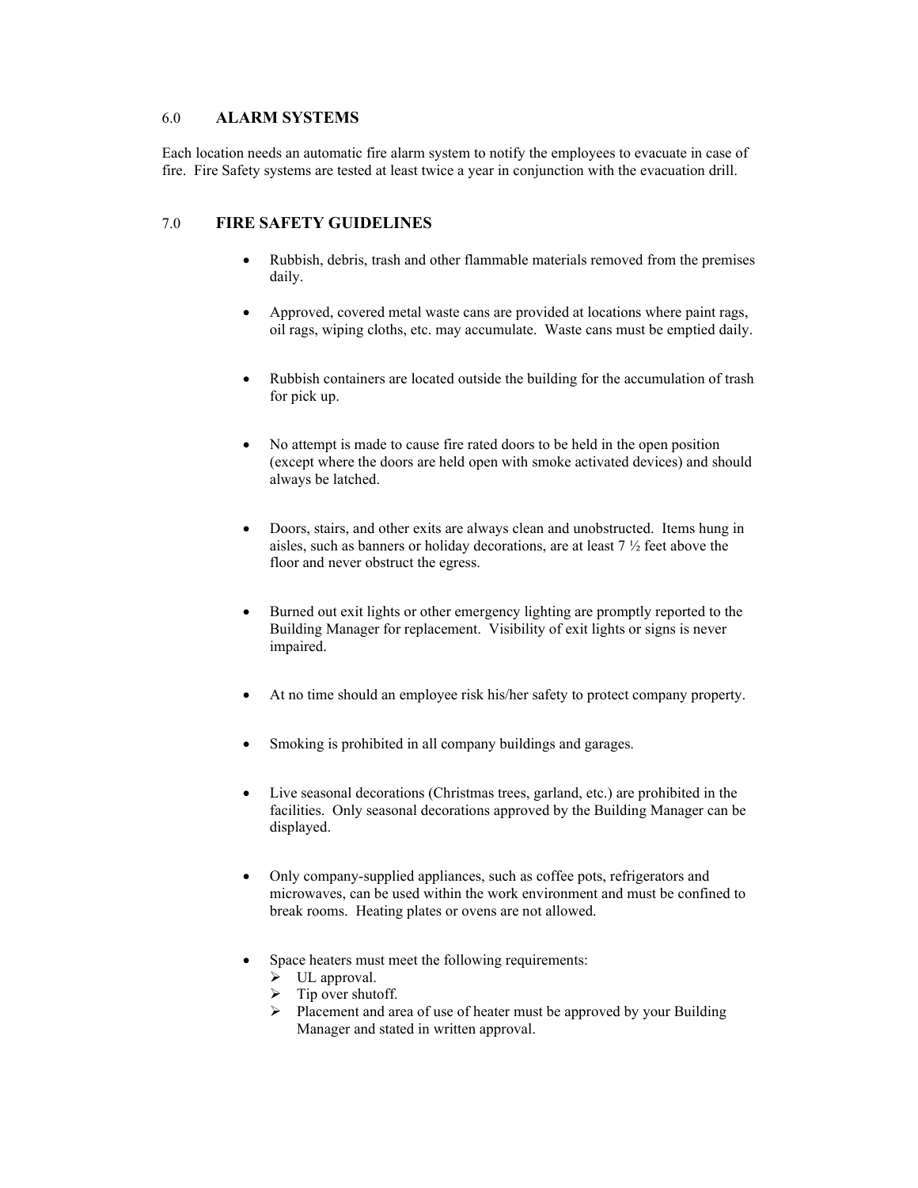## 6.0 ALARM SYSTEMS

Each location needs an automatic fire alarm system to notify the employees to evacuate in case of fire. Fire Safety systems are tested at least twice a year in conjunction with the evacuation drill.

## 7.0 FIRE SAFETY GUIDELINES

- Rubbish, debris, trash and other flammable materials removed from the premises daily.
- Approved, covered metal waste cans are provided at locations where paint rags, oil rags, wiping cloths, etc. may accumulate. Waste cans must be emptied daily.
- Rubbish containers are located outside the building for the accumulation of trash for pick up.
- No attempt is made to cause fire rated doors to be held in the open position (except where the doors are held open with smoke activated devices) and should always be latched.
- Doors, stairs, and other exits are always clean and unobstructed. Items hung in aisles, such as banners or holiday decorations, are at least 7 ½ feet above the floor and never obstruct the egress.
- Burned out exit lights or other emergency lighting are promptly reported to the Building Manager for replacement. Visibility of exit lights or signs is never impaired.
- At no time should an employee risk his/her safety to protect company property.
- Smoking is prohibited in all company buildings and garages.
- Live seasonal decorations (Christmas trees, garland, etc.) are prohibited in the facilities. Only seasonal decorations approved by the Building Manager can be displayed.
- Only company-supplied appliances, such as coffee pots, refrigerators and microwaves, can be used within the work environment and must be confined to break rooms. Heating plates or ovens are not allowed.
- Space heaters must meet the following requirements:
  - UL approval.
  - Tip over shutoff.
  - Placement and area of use of heater must be approved by your Building Manager and stated in written approval.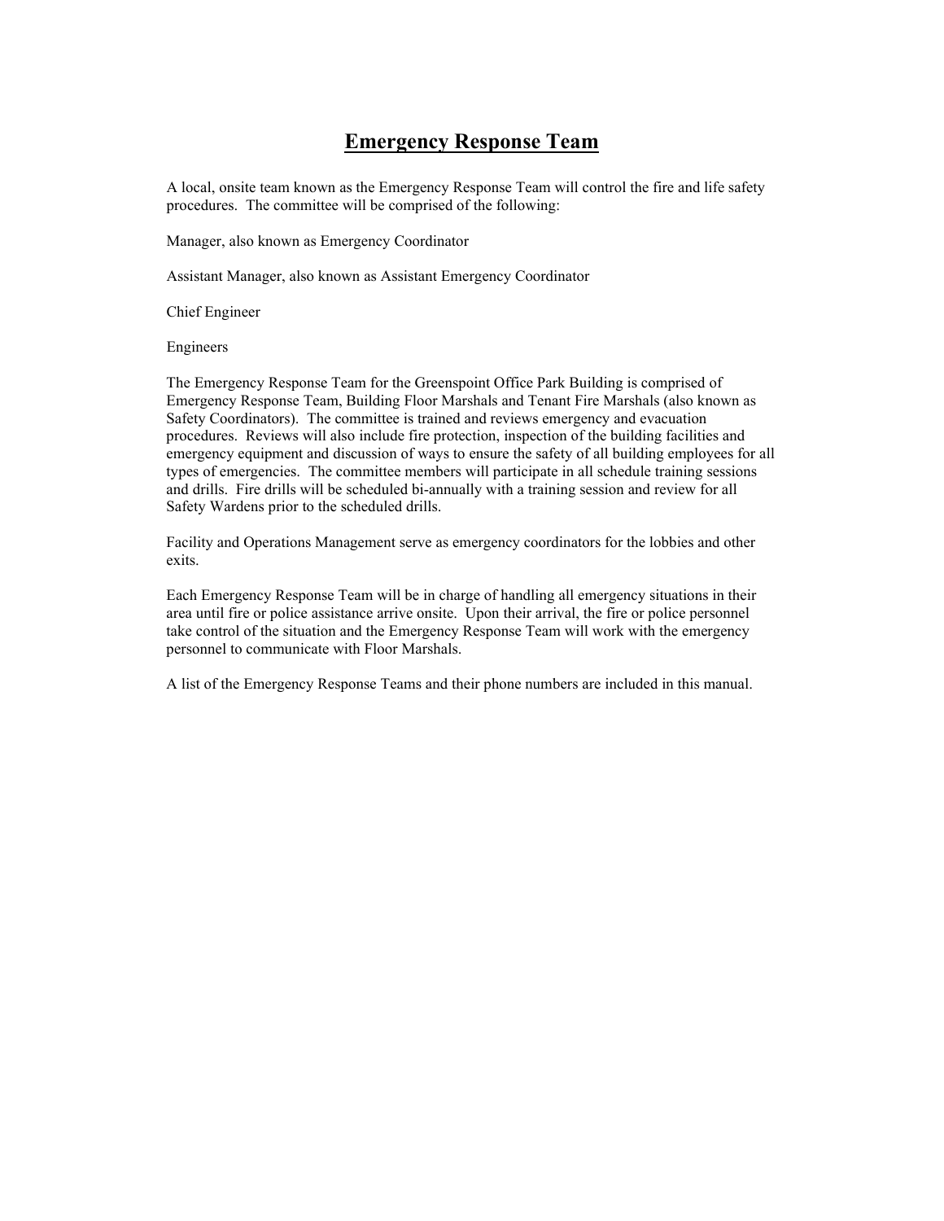# Emergency Response Team

A local, onsite team known as the Emergency Response Team will control the fire and life safety procedures. The committee will be comprised of the following:

Manager, also known as Emergency Coordinator

Assistant Manager, also known as Assistant Emergency Coordinator

Chief Engineer

Engineers

The Emergency Response Team for the Greenspoint Office Park Building is comprised of Emergency Response Team, Building Floor Marshals and Tenant Fire Marshals (also known as Safety Coordinators). The committee is trained and reviews emergency and evacuation procedures. Reviews will also include fire protection, inspection of the building facilities and emergency equipment and discussion of ways to ensure the safety of all building employees for all types of emergencies. The committee members will participate in all schedule training sessions and drills. Fire drills will be scheduled bi-annually with a training session and review for all Safety Wardens prior to the scheduled drills.

Facility and Operations Management serve as emergency coordinators for the lobbies and other exits.

Each Emergency Response Team will be in charge of handling all emergency situations in their area until fire or police assistance arrive onsite. Upon their arrival, the fire or police personnel take control of the situation and the Emergency Response Team will work with the emergency personnel to communicate with Floor Marshals.

A list of the Emergency Response Teams and their phone numbers are included in this manual.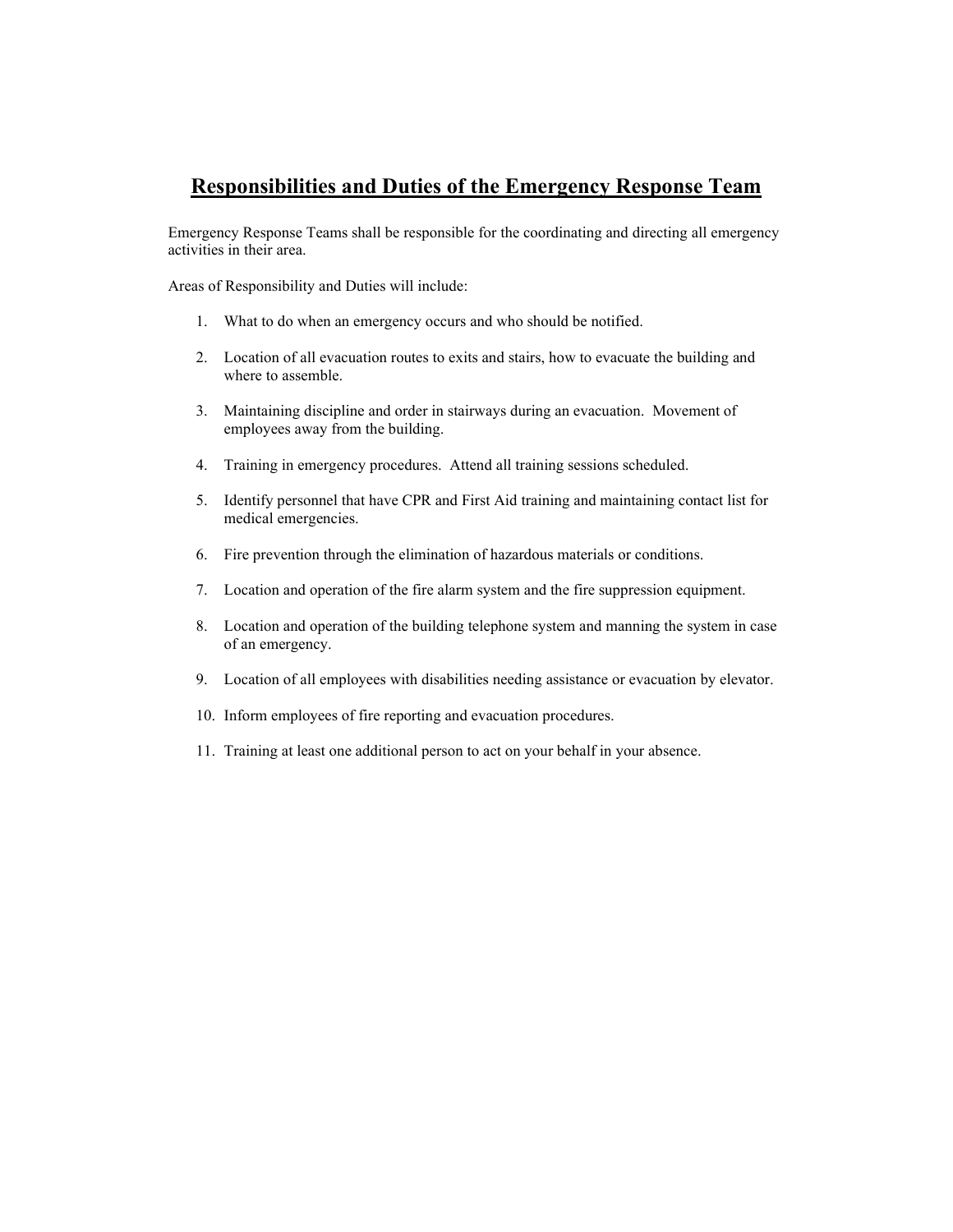# **Responsibilities and Duties of the Emergency Response Team**

Emergency Response Teams shall be responsible for the coordinating and directing all emergency activities in their area.

Areas of Responsibility and Duties will include:

1. What to do when an emergency occurs and who should be notified.

2. Location of all evacuation routes to exits and stairs, how to evacuate the building and where to assemble.

3. Maintaining discipline and order in stairways during an evacuation. Movement of employees away from the building.

4. Training in emergency procedures. Attend all training sessions scheduled.

5. Identify personnel that have CPR and First Aid training and maintaining contact list for medical emergencies.

6. Fire prevention through the elimination of hazardous materials or conditions.

7. Location and operation of the fire alarm system and the fire suppression equipment.

8. Location and operation of the building telephone system and manning the system in case of an emergency.

9. Location of all employees with disabilities needing assistance or evacuation by elevator.

10. Inform employees of fire reporting and evacuation procedures.

11. Training at least one additional person to act on your behalf in your absence.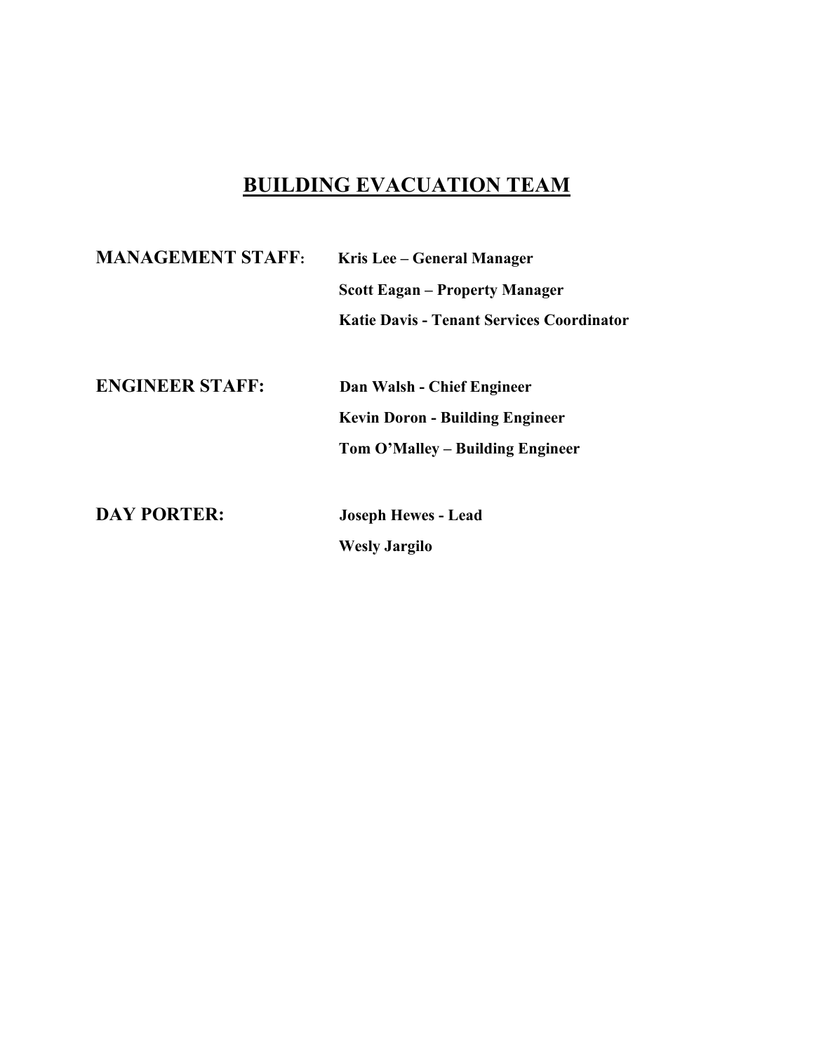# BUILDING EVACUATION TEAM

| | |
|---|---|
| **MANAGEMENT STAFF:** | **Kris Lee – General Manager** |
| | **Scott Eagan – Property Manager** |
| | **Katie Davis - Tenant Services Coordinator** |
| **ENGINEER STAFF:** | **Dan Walsh - Chief Engineer** |
| | **Kevin Doron - Building Engineer** |
| | **Tom O'Malley – Building Engineer** |
| **DAY PORTER:** | **Joseph Hewes - Lead** |
| | **Wesly Jargilo** |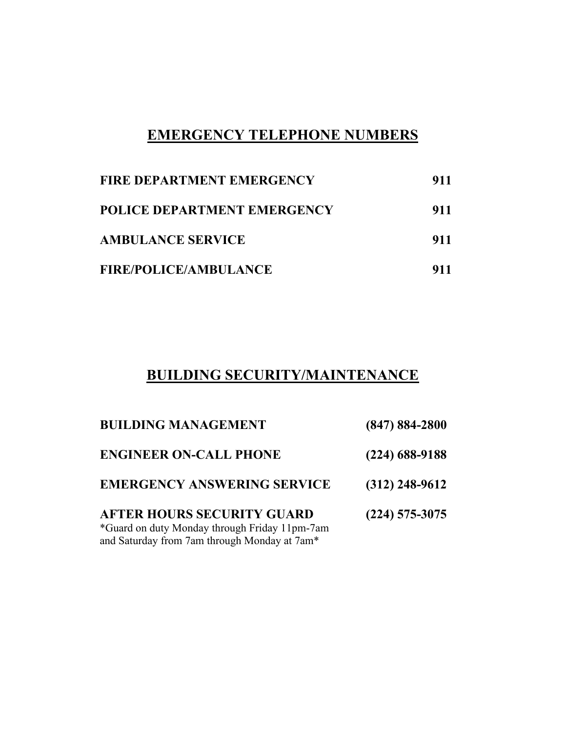## EMERGENCY TELEPHONE NUMBERS

| | |
|---|---|
| **FIRE DEPARTMENT EMERGENCY** | **911** |
| **POLICE DEPARTMENT EMERGENCY** | **911** |
| **AMBULANCE SERVICE** | **911** |
| **FIRE/POLICE/AMBULANCE** | **911** |

## BUILDING SECURITY/MAINTENANCE

| | |
|---|---|
| **BUILDING MANAGEMENT** | **(847) 884-2800** |
| **ENGINEER ON-CALL PHONE** | **(224) 688-9188** |
| **EMERGENCY ANSWERING SERVICE** | **(312) 248-9612** |
| **AFTER HOURS SECURITY GUARD** *Guard on duty Monday through Friday 11pm-7am and Saturday from 7am through Monday at 7am* | **(224) 575-3075** |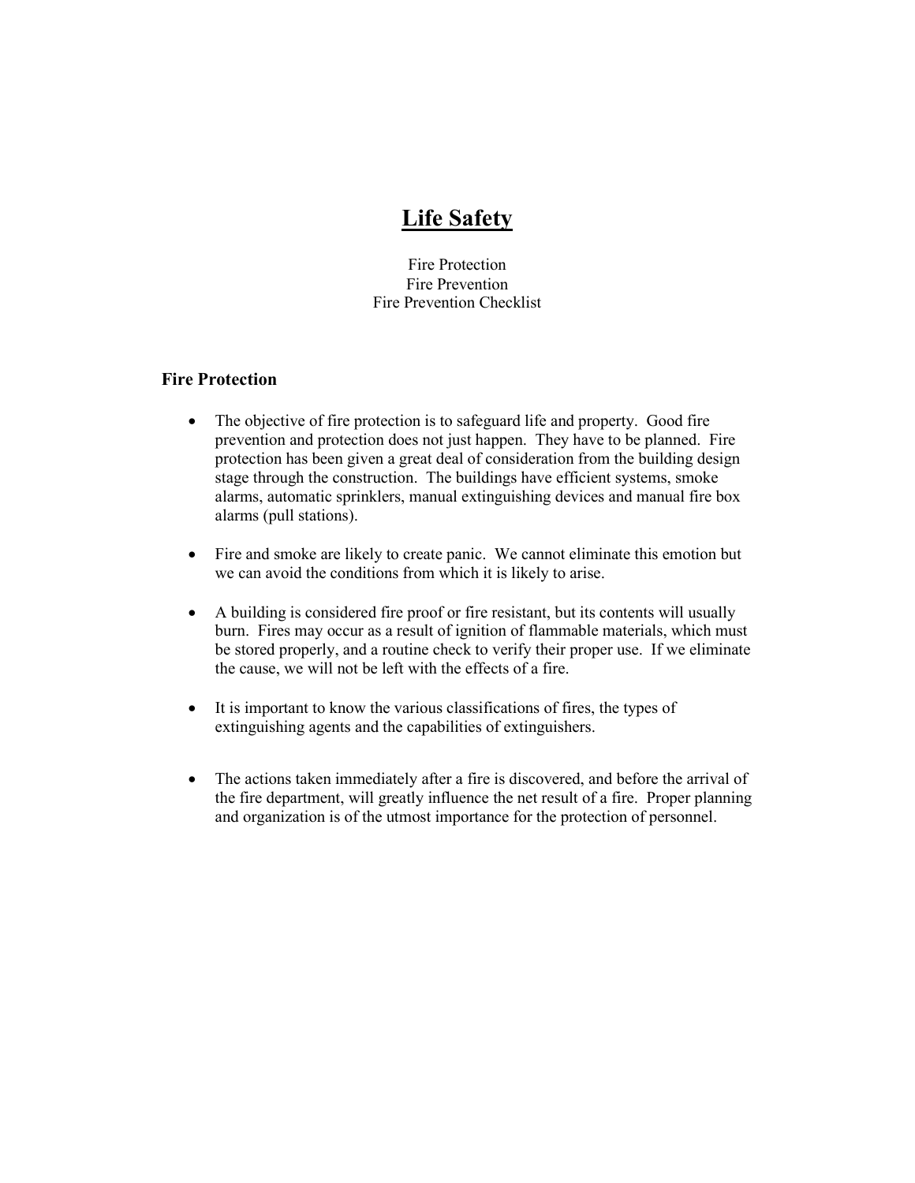# Life Safety

Fire Protection
Fire Prevention
Fire Prevention Checklist

## Fire Protection

- The objective of fire protection is to safeguard life and property. Good fire prevention and protection does not just happen. They have to be planned. Fire protection has been given a great deal of consideration from the building design stage through the construction. The buildings have efficient systems, smoke alarms, automatic sprinklers, manual extinguishing devices and manual fire box alarms (pull stations).

- Fire and smoke are likely to create panic. We cannot eliminate this emotion but we can avoid the conditions from which it is likely to arise.

- A building is considered fire proof or fire resistant, but its contents will usually burn. Fires may occur as a result of ignition of flammable materials, which must be stored properly, and a routine check to verify their proper use. If we eliminate the cause, we will not be left with the effects of a fire.

- It is important to know the various classifications of fires, the types of extinguishing agents and the capabilities of extinguishers.

- The actions taken immediately after a fire is discovered, and before the arrival of the fire department, will greatly influence the net result of a fire. Proper planning and organization is of the utmost importance for the protection of personnel.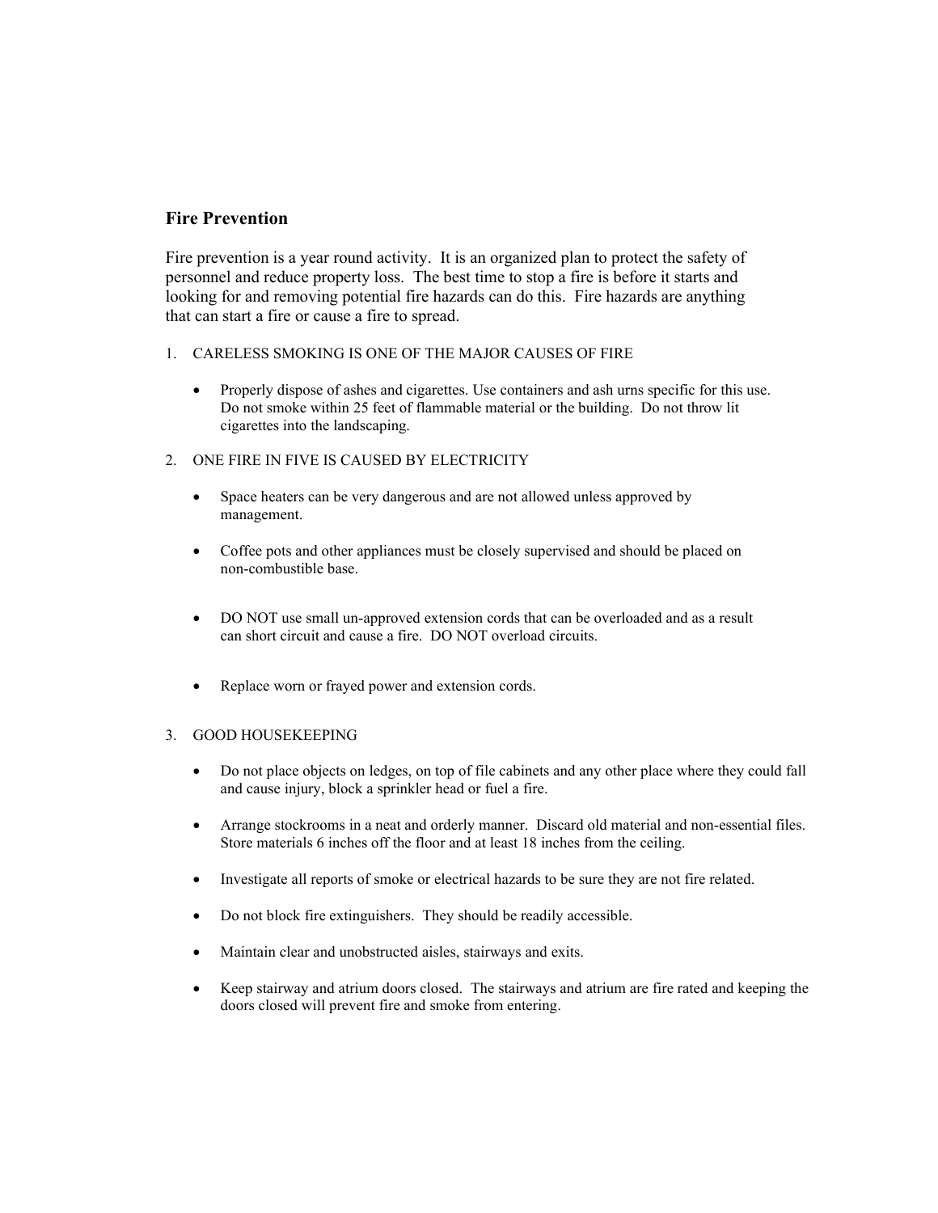## Fire Prevention

Fire prevention is a year round activity. It is an organized plan to protect the safety of personnel and reduce property loss. The best time to stop a fire is before it starts and looking for and removing potential fire hazards can do this. Fire hazards are anything that can start a fire or cause a fire to spread.

1. CARELESS SMOKING IS ONE OF THE MAJOR CAUSES OF FIRE

   - Properly dispose of ashes and cigarettes. Use containers and ash urns specific for this use. Do not smoke within 25 feet of flammable material or the building. Do not throw lit cigarettes into the landscaping.

2. ONE FIRE IN FIVE IS CAUSED BY ELECTRICITY

   - Space heaters can be very dangerous and are not allowed unless approved by management.
   - Coffee pots and other appliances must be closely supervised and should be placed on non-combustible base.
   - DO NOT use small un-approved extension cords that can be overloaded and as a result can short circuit and cause a fire. DO NOT overload circuits.
   - Replace worn or frayed power and extension cords.

3. GOOD HOUSEKEEPING

   - Do not place objects on ledges, on top of file cabinets and any other place where they could fall and cause injury, block a sprinkler head or fuel a fire.
   - Arrange stockrooms in a neat and orderly manner. Discard old material and non-essential files. Store materials 6 inches off the floor and at least 18 inches from the ceiling.
   - Investigate all reports of smoke or electrical hazards to be sure they are not fire related.
   - Do not block fire extinguishers. They should be readily accessible.
   - Maintain clear and unobstructed aisles, stairways and exits.
   - Keep stairway and atrium doors closed. The stairways and atrium are fire rated and keeping the doors closed will prevent fire and smoke from entering.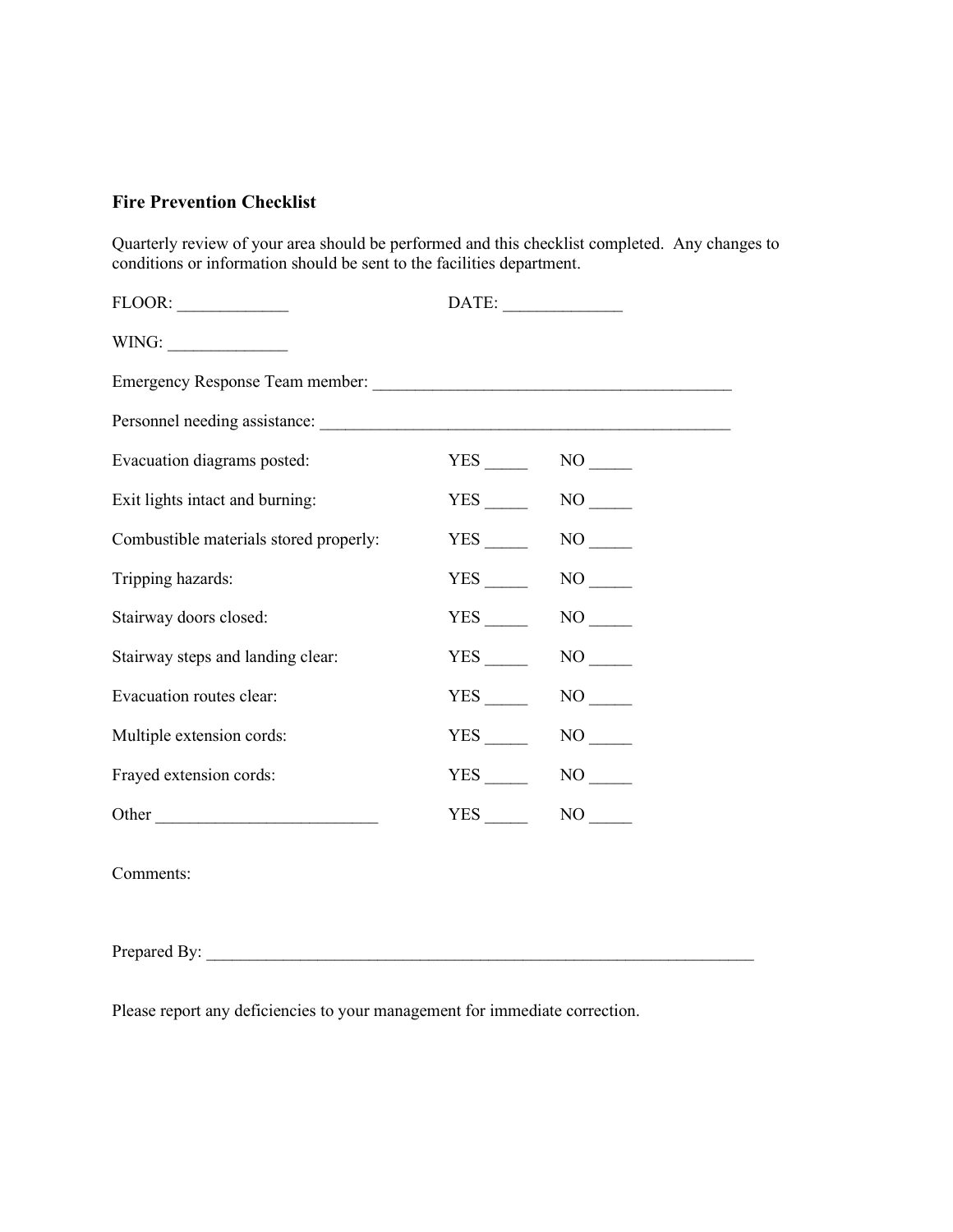## Fire Prevention Checklist

Quarterly review of your area should be performed and this checklist completed. Any changes to conditions or information should be sent to the facilities department.

FLOR: _____________ DATE: ______________

WING: ______________

Emergency Response Team member: ___________________________________________

Personnel needing assistance: _________________________________________________

| | | |
|---|---|---|
| Evacuation diagrams posted: | YES _____ | NO _____ |
| Exit lights intact and burning: | YES _____ | NO _____ |
| Combustible materials stored properly: | YES _____ | NO _____ |
| Tripping hazards: | YES _____ | NO _____ |
| Stairway doors closed: | YES _____ | NO _____ |
| Stairway steps and landing clear: | YES _____ | NO _____ |
| Evacuation routes clear: | YES _____ | NO _____ |
| Multiple extension cords: | YES _____ | NO _____ |
| Frayed extension cords: | YES _____ | NO _____ |
| Other __________________________ | YES _____ | NO _____ |

Comments:

Prepared By: ___________________________________________________________________

Please report any deficiencies to your management for immediate correction.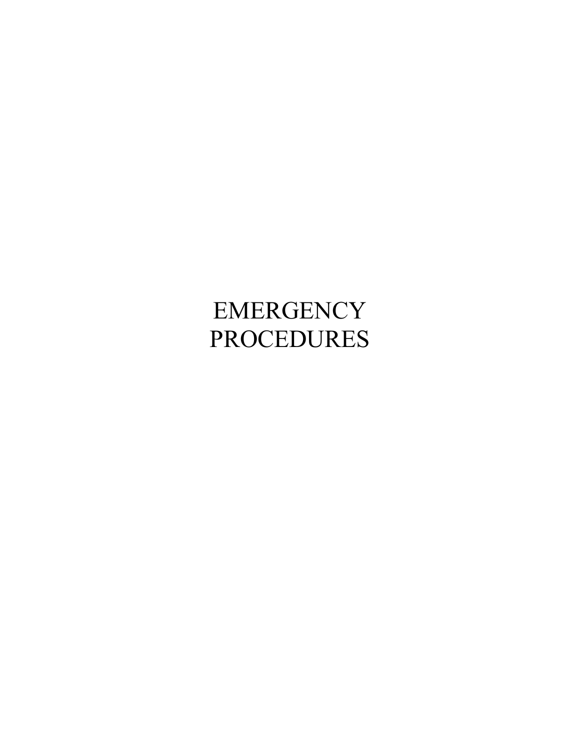# EMERGENCY PROCEDURES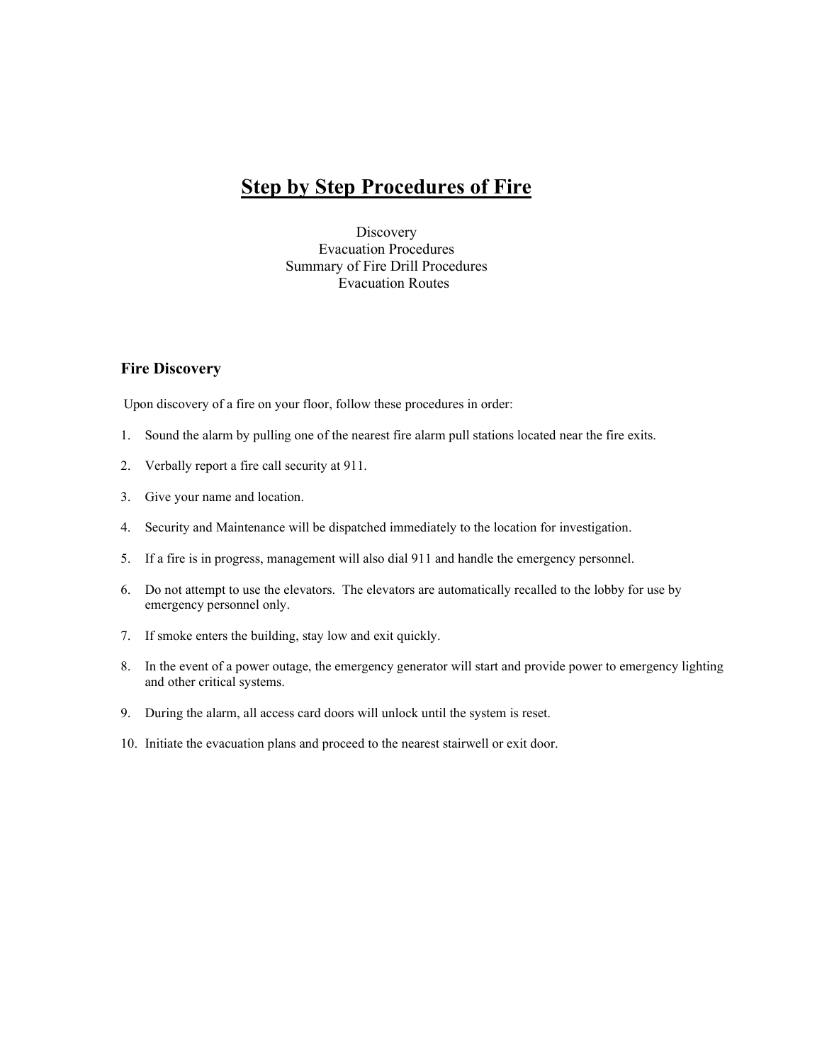# Step by Step Procedures of Fire

Discovery
Evacuation Procedures
Summary of Fire Drill Procedures
Evacuation Routes

## Fire Discovery

Upon discovery of a fire on your floor, follow these procedures in order:

1. Sound the alarm by pulling one of the nearest fire alarm pull stations located near the fire exits.
2. Verbally report a fire call security at 911.
3. Give your name and location.
4. Security and Maintenance will be dispatched immediately to the location for investigation.
5. If a fire is in progress, management will also dial 911 and handle the emergency personnel.
6. Do not attempt to use the elevators. The elevators are automatically recalled to the lobby for use by emergency personnel only.
7. If smoke enters the building, stay low and exit quickly.
8. In the event of a power outage, the emergency generator will start and provide power to emergency lighting and other critical systems.
9. During the alarm, all access card doors will unlock until the system is reset.
10. Initiate the evacuation plans and proceed to the nearest stairwell or exit door.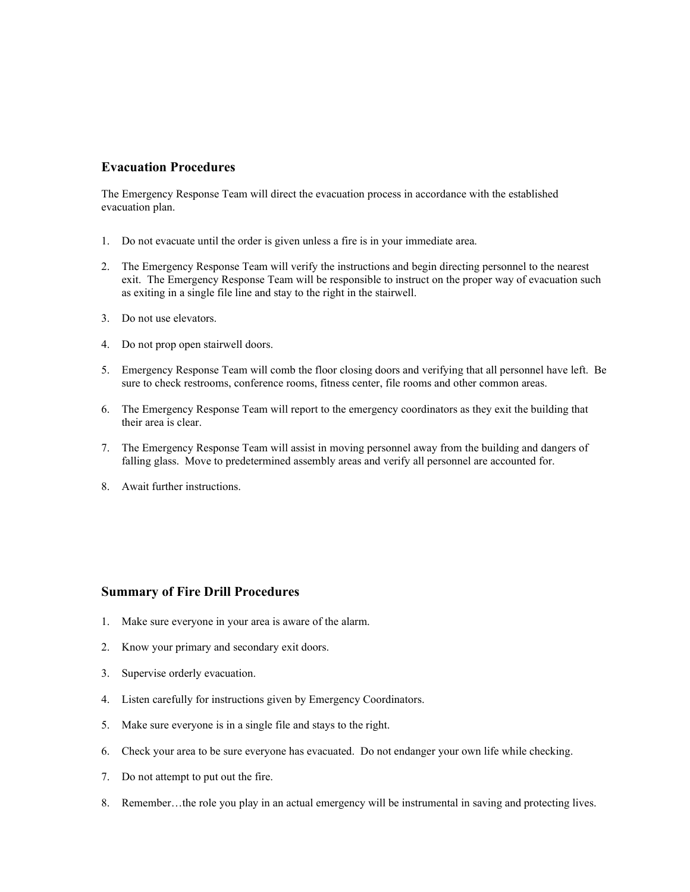## Evacuation Procedures

The Emergency Response Team will direct the evacuation process in accordance with the established evacuation plan.

1. Do not evacuate until the order is given unless a fire is in your immediate area.

2. The Emergency Response Team will verify the instructions and begin directing personnel to the nearest exit. The Emergency Response Team will be responsible to instruct on the proper way of evacuation such as exiting in a single file line and stay to the right in the stairwell.

3. Do not use elevators.

4. Do not prop open stairwell doors.

5. Emergency Response Team will comb the floor closing doors and verifying that all personnel have left. Be sure to check restrooms, conference rooms, fitness center, file rooms and other common areas.

6. The Emergency Response Team will report to the emergency coordinators as they exit the building that their area is clear.

7. The Emergency Response Team will assist in moving personnel away from the building and dangers of falling glass. Move to predetermined assembly areas and verify all personnel are accounted for.

8. Await further instructions.

## Summary of Fire Drill Procedures

1. Make sure everyone in your area is aware of the alarm.

2. Know your primary and secondary exit doors.

3. Supervise orderly evacuation.

4. Listen carefully for instructions given by Emergency Coordinators.

5. Make sure everyone is in a single file and stays to the right.

6. Check your area to be sure everyone has evacuated. Do not endanger your own life while checking.

7. Do not attempt to put out the fire.

8. Remember…the role you play in an actual emergency will be instrumental in saving and protecting lives.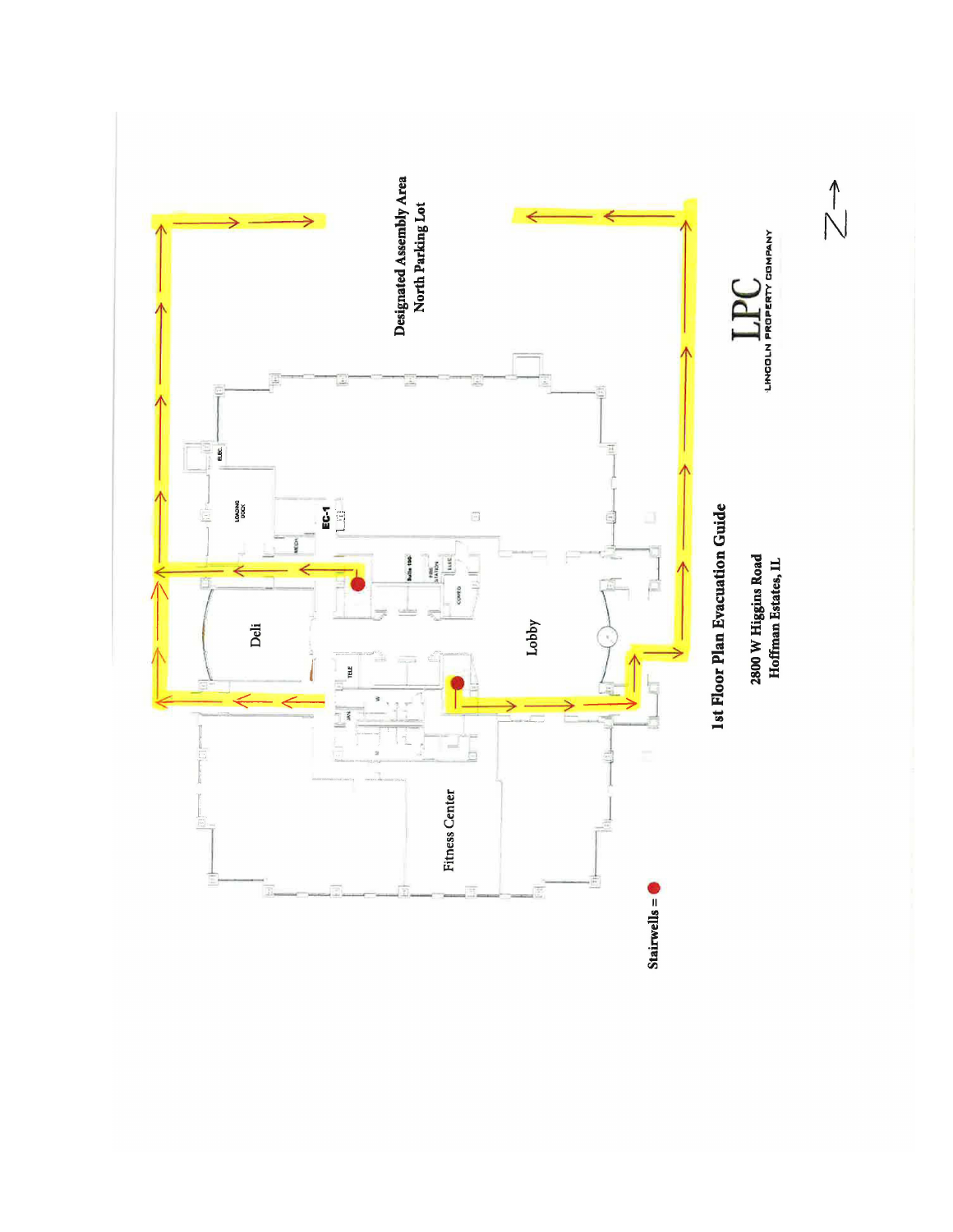# 1st Floor Plan Evacuation Guide

**2800 W Higgins Road**
**Hoffman Estates, IL**

**Designated Assembly Area**
**North Parking Lot**

Deli

Lobby

Fitness Center

LOADING DOCK

ELEC.

MECH

EC-1

Suite 100

FIRE STATION

ELEC.

COMED

TELE

JAN.

Stairwells = ●

LPC
LINCOLN PROPERTY COMPANY

N →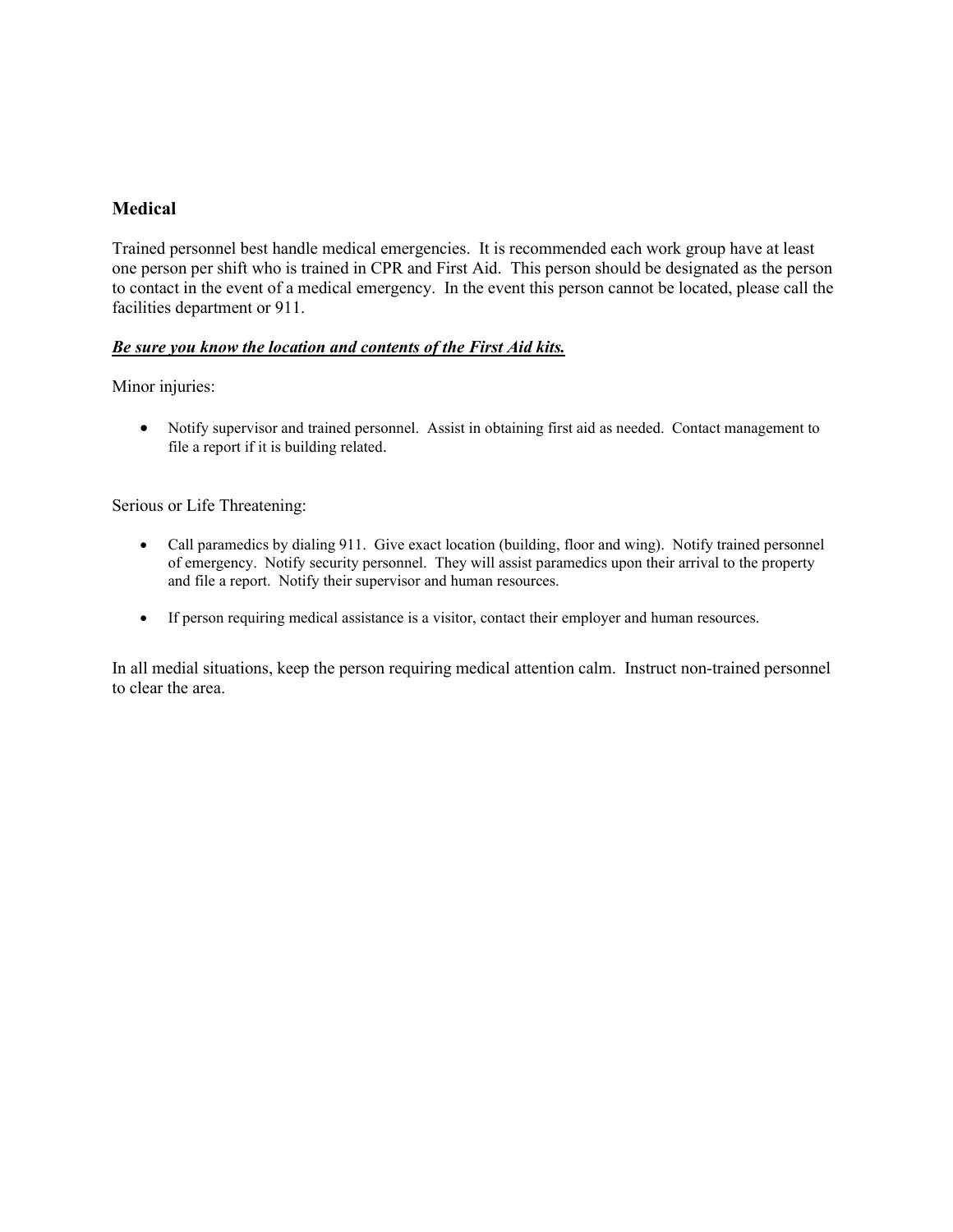## Medical

Trained personnel best handle medical emergencies. It is recommended each work group have at least one person per shift who is trained in CPR and First Aid. This person should be designated as the person to contact in the event of a medical emergency. In the event this person cannot be located, please call the facilities department or 911.

***<u>Be sure you know the location and contents of the First Aid kits.</u>***

Minor injuries:

- Notify supervisor and trained personnel. Assist in obtaining first aid as needed. Contact management to file a report if it is building related.

Serious or Life Threatening:

- Call paramedics by dialing 911. Give exact location (building, floor and wing). Notify trained personnel of emergency. Notify security personnel. They will assist paramedics upon their arrival to the property and file a report. Notify their supervisor and human resources.
- If person requiring medical assistance is a visitor, contact their employer and human resources.

In all medial situations, keep the person requiring medical attention calm. Instruct non-trained personnel to clear the area.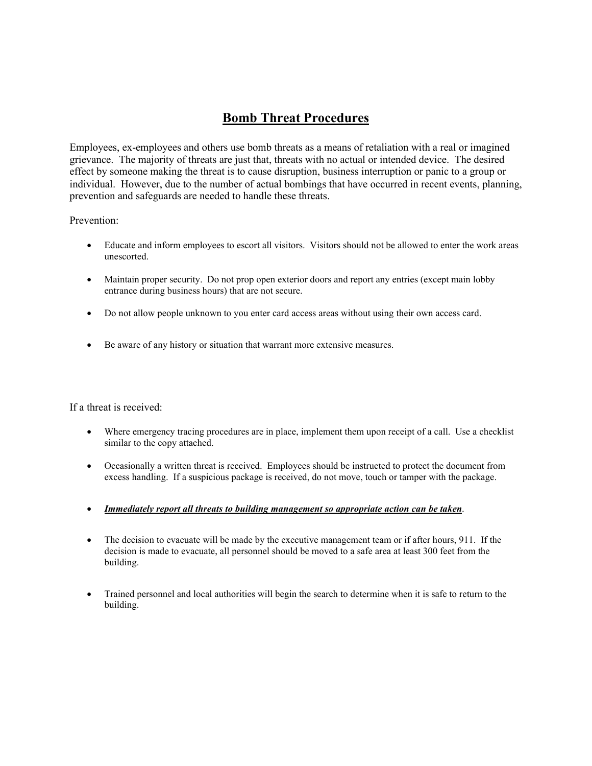# Bomb Threat Procedures

Employees, ex-employees and others use bomb threats as a means of retaliation with a real or imagined grievance. The majority of threats are just that, threats with no actual or intended device. The desired effect by someone making the threat is to cause disruption, business interruption or panic to a group or individual. However, due to the number of actual bombings that have occurred in recent events, planning, prevention and safeguards are needed to handle these threats.

Prevention:

- Educate and inform employees to escort all visitors. Visitors should not be allowed to enter the work areas unescorted.
- Maintain proper security. Do not prop open exterior doors and report any entries (except main lobby entrance during business hours) that are not secure.
- Do not allow people unknown to you enter card access areas without using their own access card.
- Be aware of any history or situation that warrant more extensive measures.

If a threat is received:

- Where emergency tracing procedures are in place, implement them upon receipt of a call. Use a checklist similar to the copy attached.
- Occasionally a written threat is received. Employees should be instructed to protect the document from excess handling. If a suspicious package is received, do not move, touch or tamper with the package.
- ***Immediately report all threats to building management so appropriate action can be taken***.
- The decision to evacuate will be made by the executive management team or if after hours, 911. If the decision is made to evacuate, all personnel should be moved to a safe area at least 300 feet from the building.
- Trained personnel and local authorities will begin the search to determine when it is safe to return to the building.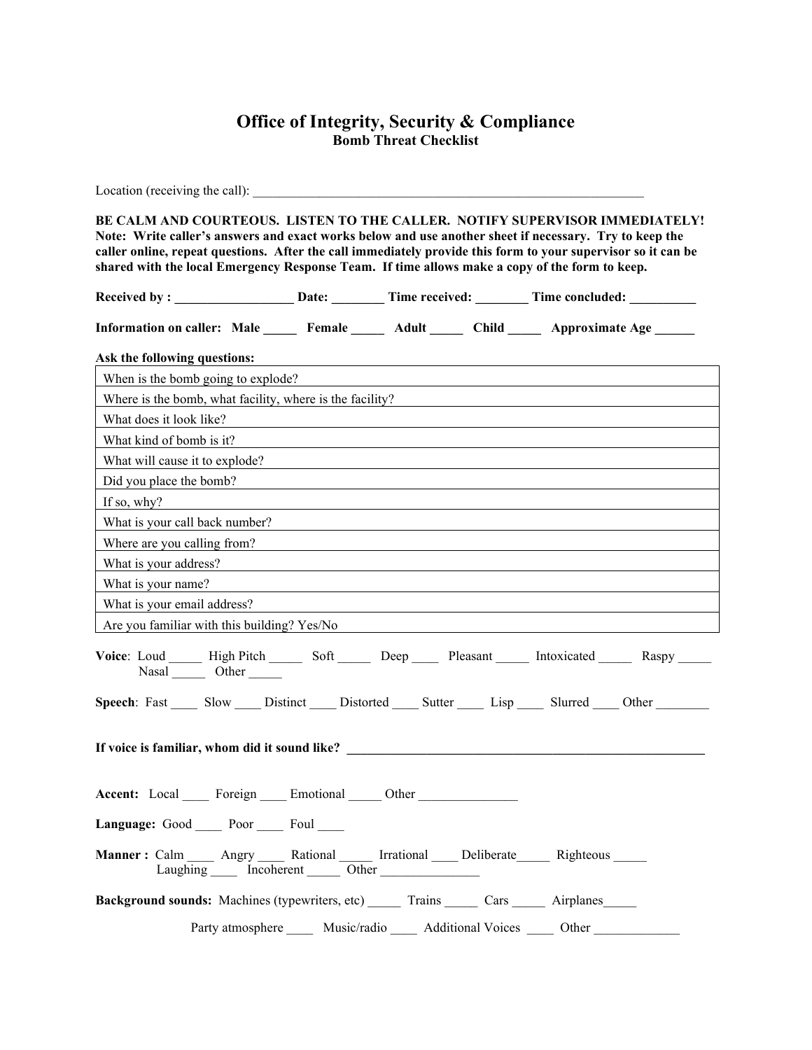# Office of Integrity, Security & Compliance

## Bomb Threat Checklist

Location (receiving the call): ___________________________________________________________

**BE CALM AND COURTEOUS. LISTEN TO THE CALLER. NOTIFY SUPERVISOR IMMEDIATELY!**
**Note: Write caller's answers and exact works below and use another sheet if necessary. Try to keep the caller online, repeat questions. After the call immediately provide this form to your supervisor so it can be shared with the local Emergency Response Team. If time allows make a copy of the form to keep.**

**Received by : __________________ Date: ________ Time received: ________ Time concluded: __________**

**Information on caller: Male _____ Female _____ Adult _____ Child _____ Approximate Age ______**

**Ask the following questions:**

| |
|---|
| When is the bomb going to explode? |
| Where is the bomb, what facility, where is the facility? |
| What does it look like? |
| What kind of bomb is it? |
| What will cause it to explode? |
| Did you place the bomb? |
| If so, why? |
| What is your call back number? |
| Where are you calling from? |
| What is your address? |
| What is your name? |
| What is your email address? |
| Are you familiar with this building? Yes/No |

**Voice**: Loud _____ High Pitch _____ Soft _____ Deep ____ Pleasant _____ Intoxicated _____ Raspy _____ Nasal _____ Other _____

**Speech**: Fast ____ Slow ____ Distinct ____ Distorted ____ Sutter ____ Lisp ____ Slurred ____ Other ________

**If voice is familiar, whom did it sound like? ________________________________________________________**

**Accent:** Local ____ Foreign ____ Emotional _____ Other _______________

**Language:** Good ____ Poor ____ Foul ____

**Manner :** Calm ____ Angry ____ Rational _____ Irrational ____ Deliberate_____ Righteous _____ Laughing ____ Incoherent _____ Other _______________

**Background sounds:** Machines (typewriters, etc) _____ Trains _____ Cars _____ Airplanes_____

Party atmosphere ____ Music/radio ____ Additional Voices ____ Other _____________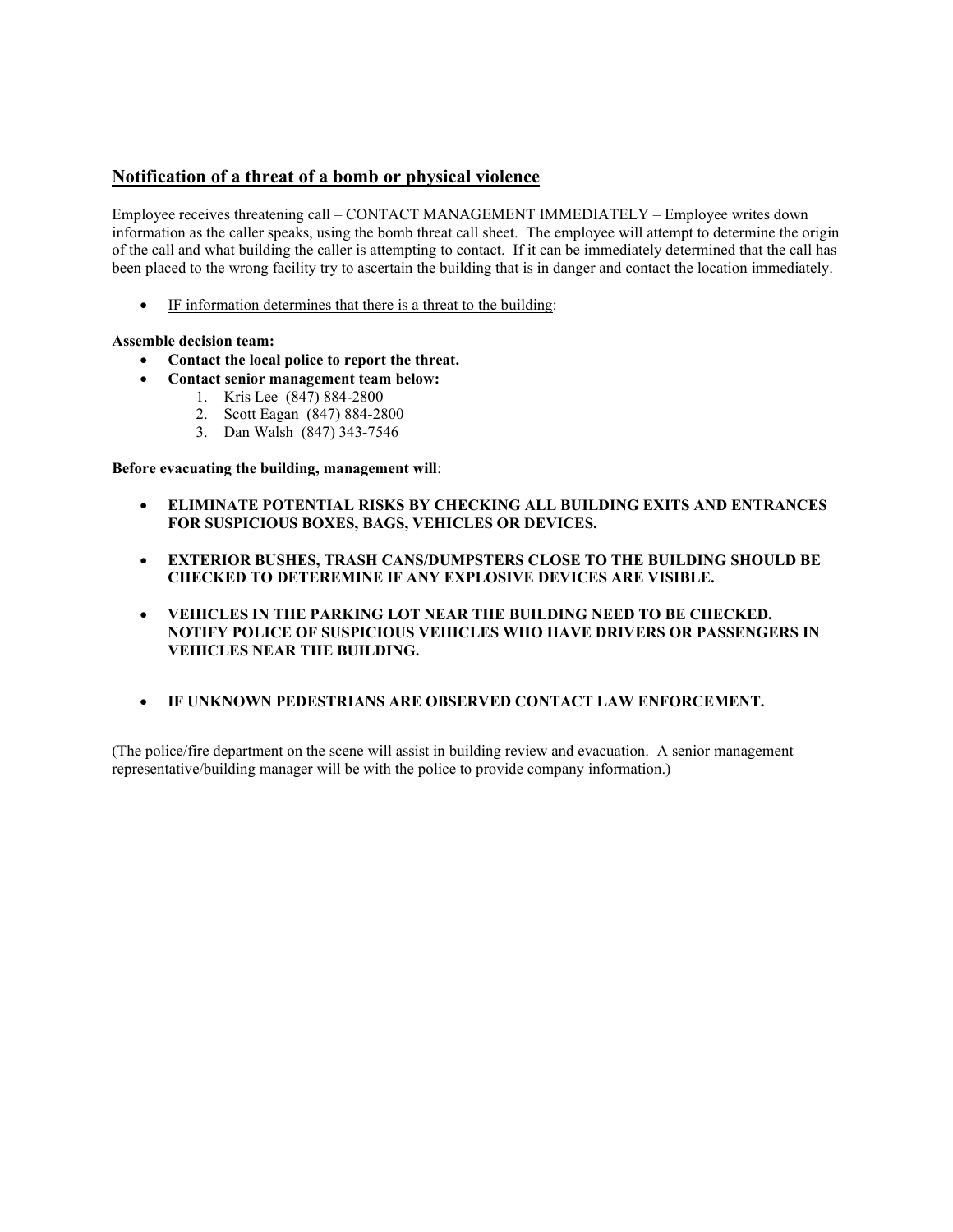## Notification of a threat of a bomb or physical violence

Employee receives threatening call – CONTACT MANAGEMENT IMMEDIATELY – Employee writes down information as the caller speaks, using the bomb threat call sheet. The employee will attempt to determine the origin of the call and what building the caller is attempting to contact. If it can be immediately determined that the call has been placed to the wrong facility try to ascertain the building that is in danger and contact the location immediately.

- IF information determines that there is a threat to the building:

**Assemble decision team:**

- **Contact the local police to report the threat.**
- **Contact senior management team below:**
    1. Kris Lee (847) 884-2800
    2. Scott Eagan (847) 884-2800
    3. Dan Walsh (847) 343-7546

**Before evacuating the building, management will**:

- **ELIMINATE POTENTIAL RISKS BY CHECKING ALL BUILDING EXITS AND ENTRANCES FOR SUSPICIOUS BOXES, BAGS, VEHICLES OR DEVICES.**

- **EXTERIOR BUSHES, TRASH CANS/DUMPSTERS CLOSE TO THE BUILDING SHOULD BE CHECKED TO DETEREMINE IF ANY EXPLOSIVE DEVICES ARE VISIBLE.**

- **VEHICLES IN THE PARKING LOT NEAR THE BUILDING NEED TO BE CHECKED. NOTIFY POLICE OF SUSPICIOUS VEHICLES WHO HAVE DRIVERS OR PASSENGERS IN VEHICLES NEAR THE BUILDING.**

- **IF UNKNOWN PEDESTRIANS ARE OBSERVED CONTACT LAW ENFORCEMENT.**

(The police/fire department on the scene will assist in building review and evacuation. A senior management representative/building manager will be with the police to provide company information.)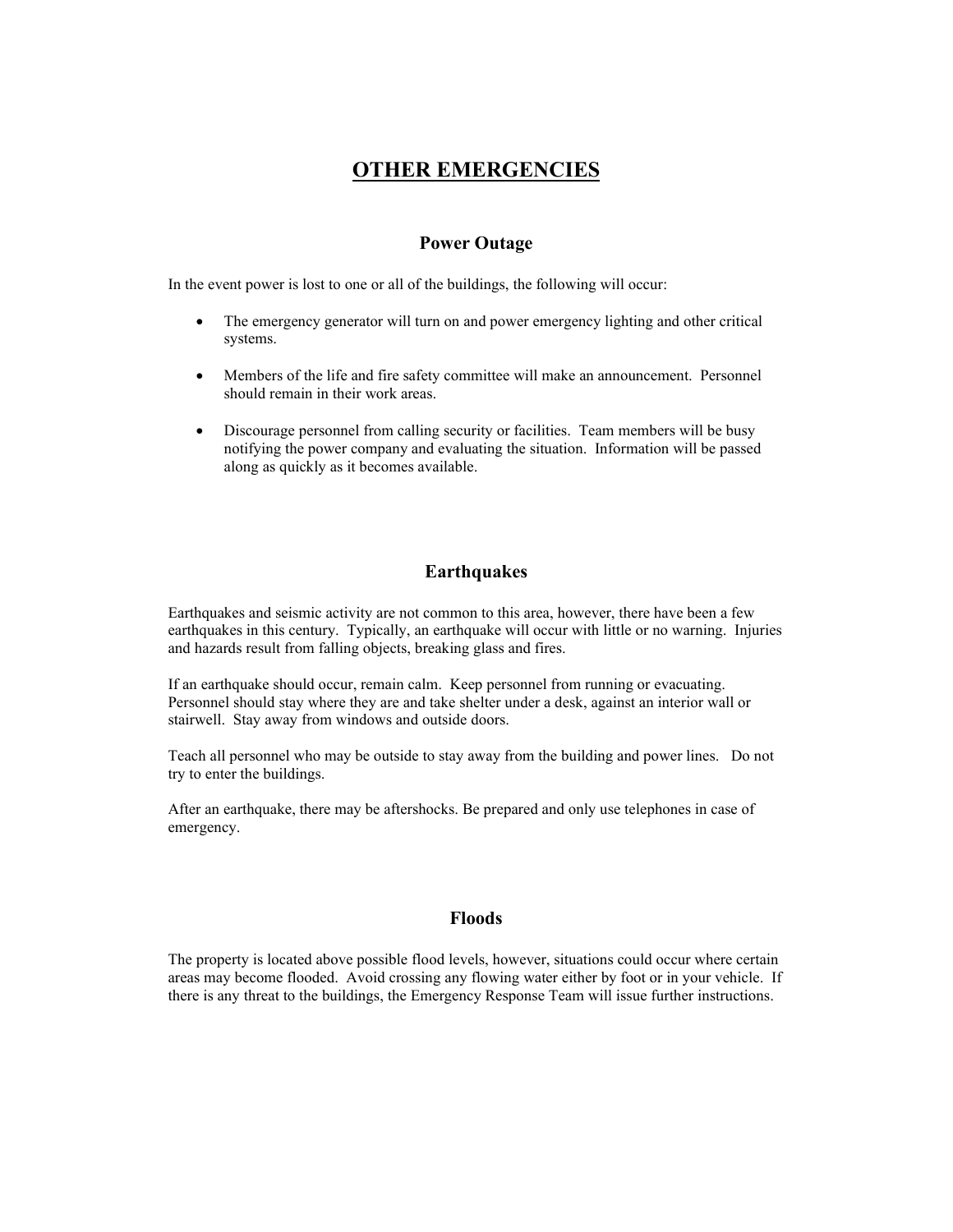# OTHER EMERGENCIES

## Power Outage

In the event power is lost to one or all of the buildings, the following will occur:

- The emergency generator will turn on and power emergency lighting and other critical systems.
- Members of the life and fire safety committee will make an announcement. Personnel should remain in their work areas.
- Discourage personnel from calling security or facilities. Team members will be busy notifying the power company and evaluating the situation. Information will be passed along as quickly as it becomes available.

## Earthquakes

Earthquakes and seismic activity are not common to this area, however, there have been a few earthquakes in this century. Typically, an earthquake will occur with little or no warning. Injuries and hazards result from falling objects, breaking glass and fires.

If an earthquake should occur, remain calm. Keep personnel from running or evacuating. Personnel should stay where they are and take shelter under a desk, against an interior wall or stairwell. Stay away from windows and outside doors.

Teach all personnel who may be outside to stay away from the building and power lines. Do not try to enter the buildings.

After an earthquake, there may be aftershocks. Be prepared and only use telephones in case of emergency.

## Floods

The property is located above possible flood levels, however, situations could occur where certain areas may become flooded. Avoid crossing any flowing water either by foot or in your vehicle. If there is any threat to the buildings, the Emergency Response Team will issue further instructions.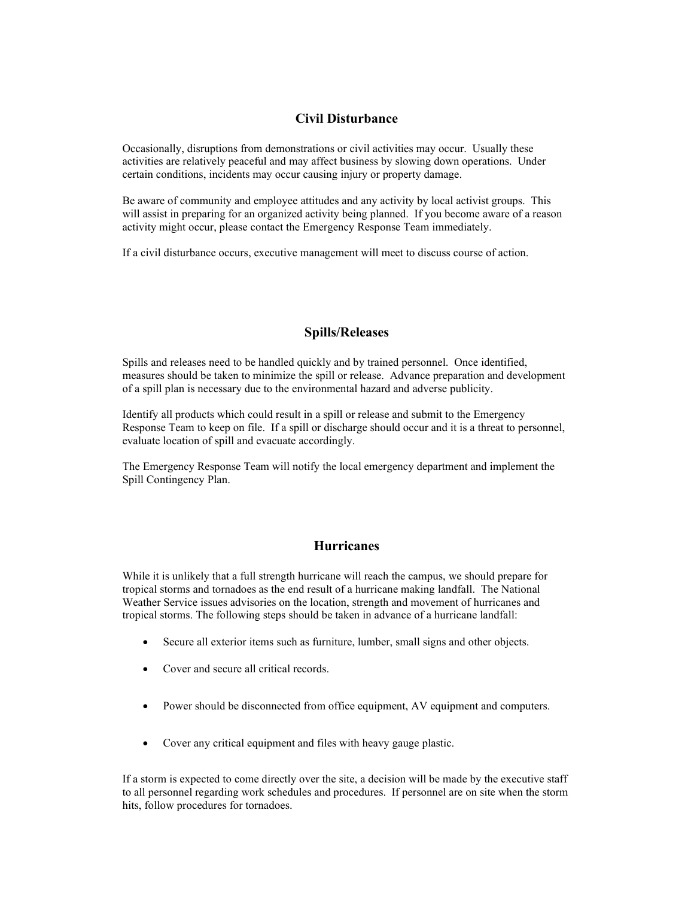## Civil Disturbance

Occasionally, disruptions from demonstrations or civil activities may occur. Usually these activities are relatively peaceful and may affect business by slowing down operations. Under certain conditions, incidents may occur causing injury or property damage.

Be aware of community and employee attitudes and any activity by local activist groups. This will assist in preparing for an organized activity being planned. If you become aware of a reason activity might occur, please contact the Emergency Response Team immediately.

If a civil disturbance occurs, executive management will meet to discuss course of action.

## Spills/Releases

Spills and releases need to be handled quickly and by trained personnel. Once identified, measures should be taken to minimize the spill or release. Advance preparation and development of a spill plan is necessary due to the environmental hazard and adverse publicity.

Identify all products which could result in a spill or release and submit to the Emergency Response Team to keep on file. If a spill or discharge should occur and it is a threat to personnel, evaluate location of spill and evacuate accordingly.

The Emergency Response Team will notify the local emergency department and implement the Spill Contingency Plan.

## Hurricanes

While it is unlikely that a full strength hurricane will reach the campus, we should prepare for tropical storms and tornadoes as the end result of a hurricane making landfall. The National Weather Service issues advisories on the location, strength and movement of hurricanes and tropical storms. The following steps should be taken in advance of a hurricane landfall:

- Secure all exterior items such as furniture, lumber, small signs and other objects.
- Cover and secure all critical records.
- Power should be disconnected from office equipment, AV equipment and computers.
- Cover any critical equipment and files with heavy gauge plastic.

If a storm is expected to come directly over the site, a decision will be made by the executive staff to all personnel regarding work schedules and procedures. If personnel are on site when the storm hits, follow procedures for tornadoes.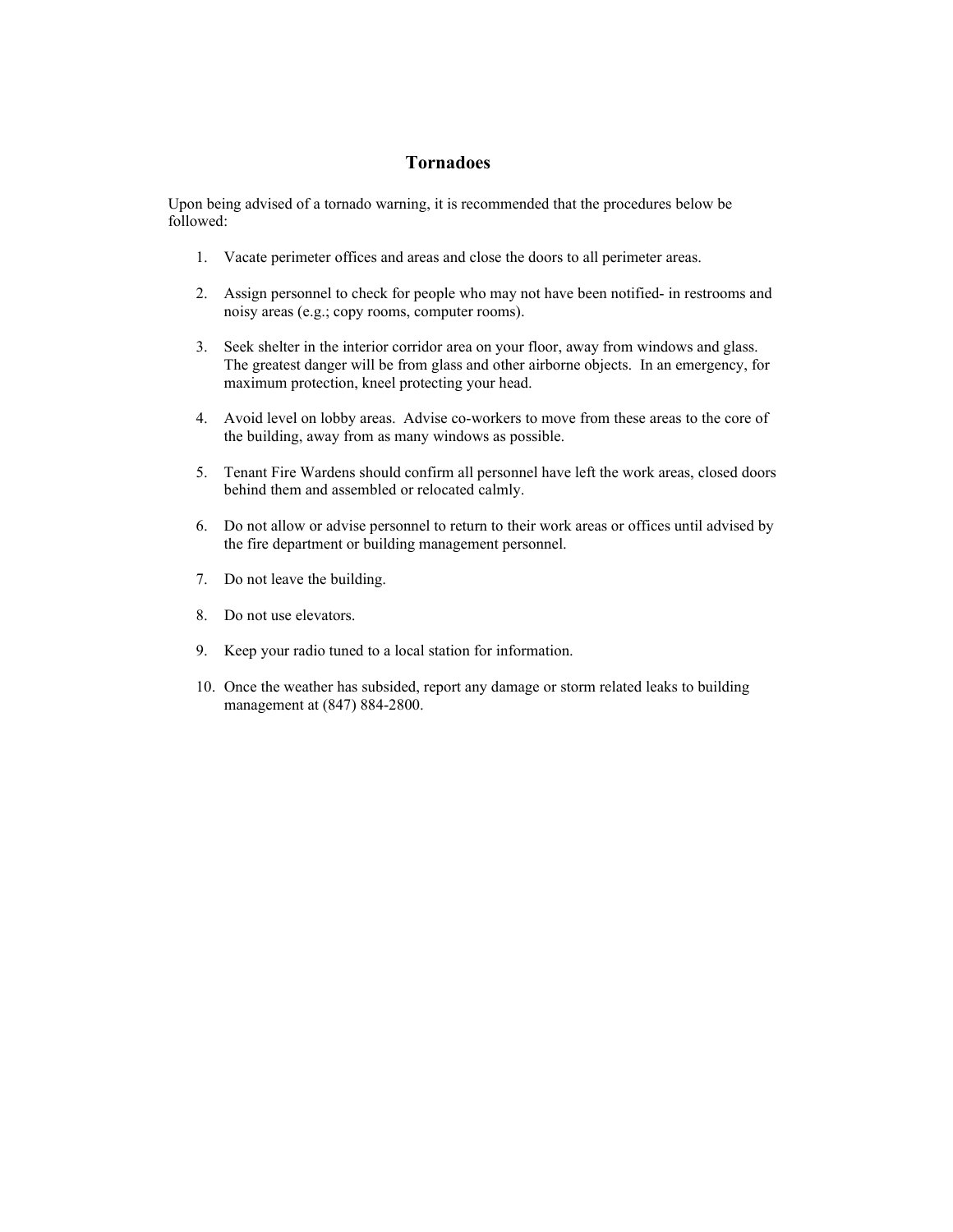# Tornadoes

Upon being advised of a tornado warning, it is recommended that the procedures below be followed:

1. Vacate perimeter offices and areas and close the doors to all perimeter areas.

2. Assign personnel to check for people who may not have been notified- in restrooms and noisy areas (e.g.; copy rooms, computer rooms).

3. Seek shelter in the interior corridor area on your floor, away from windows and glass. The greatest danger will be from glass and other airborne objects. In an emergency, for maximum protection, kneel protecting your head.

4. Avoid level on lobby areas. Advise co-workers to move from these areas to the core of the building, away from as many windows as possible.

5. Tenant Fire Wardens should confirm all personnel have left the work areas, closed doors behind them and assembled or relocated calmly.

6. Do not allow or advise personnel to return to their work areas or offices until advised by the fire department or building management personnel.

7. Do not leave the building.

8. Do not use elevators.

9. Keep your radio tuned to a local station for information.

10. Once the weather has subsided, report any damage or storm related leaks to building management at (847) 884-2800.